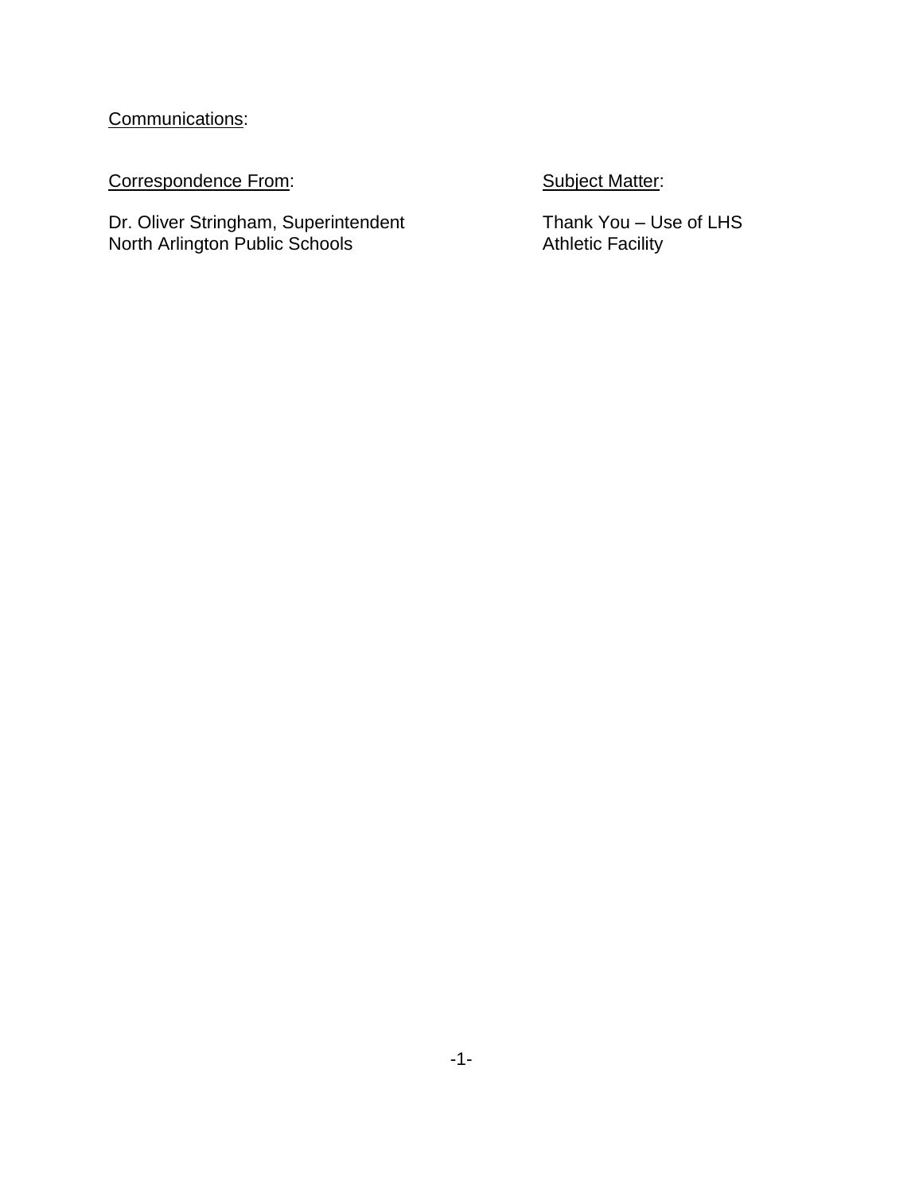Communications:

| Correspondence From: | Subject Matter: |
| --- | --- |
| Dr. Oliver Stringham, Superintendent<br>North Arlington Public Schools | Thank You – Use of LHS<br>Athletic Facility |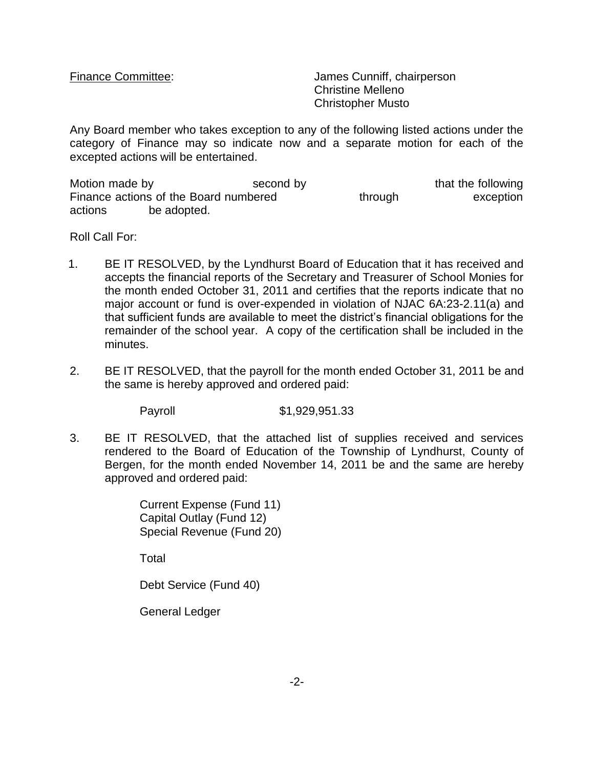<u>Finance Committee</u>: James Cunniff, chairperson
Christine Melleno
Christopher Musto

Any Board member who takes exception to any of the following listed actions under the category of Finance may so indicate now and a separate motion for each of the excepted actions will be entertained.

Motion made by second by that the following Finance actions of the Board numbered through exception actions be adopted.

Roll Call For:

1. BE IT RESOLVED, by the Lyndhurst Board of Education that it has received and accepts the financial reports of the Secretary and Treasurer of School Monies for the month ended October 31, 2011 and certifies that the reports indicate that no major account or fund is over-expended in violation of NJAC 6A:23-2.11(a) and that sufficient funds are available to meet the district's financial obligations for the remainder of the school year. A copy of the certification shall be included in the minutes.

2. BE IT RESOLVED, that the payroll for the month ended October 31, 2011 be and the same is hereby approved and ordered paid:

   Payroll $1,929,951.33

3. BE IT RESOLVED, that the attached list of supplies received and services rendered to the Board of Education of the Township of Lyndhurst, County of Bergen, for the month ended November 14, 2011 be and the same are hereby approved and ordered paid:

   Current Expense (Fund 11)
   Capital Outlay (Fund 12)
   Special Revenue (Fund 20)

   Total

   Debt Service (Fund 40)

   General Ledger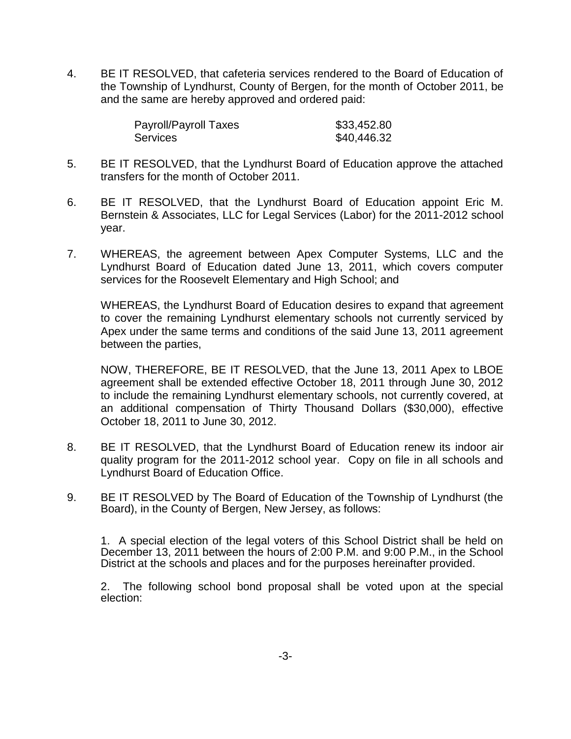4. BE IT RESOLVED, that cafeteria services rendered to the Board of Education of the Township of Lyndhurst, County of Bergen, for the month of October 2011, be and the same are hereby approved and ordered paid:

| | |
|---|---|
| Payroll/Payroll Taxes | \$33,452.80 |
| Services | \$40,446.32 |

5. BE IT RESOLVED, that the Lyndhurst Board of Education approve the attached transfers for the month of October 2011.

6. BE IT RESOLVED, that the Lyndhurst Board of Education appoint Eric M. Bernstein & Associates, LLC for Legal Services (Labor) for the 2011-2012 school year.

7. WHEREAS, the agreement between Apex Computer Systems, LLC and the Lyndhurst Board of Education dated June 13, 2011, which covers computer services for the Roosevelt Elementary and High School; and

   WHEREAS, the Lyndhurst Board of Education desires to expand that agreement to cover the remaining Lyndhurst elementary schools not currently serviced by Apex under the same terms and conditions of the said June 13, 2011 agreement between the parties,

   NOW, THEREFORE, BE IT RESOLVED, that the June 13, 2011 Apex to LBOE agreement shall be extended effective October 18, 2011 through June 30, 2012 to include the remaining Lyndhurst elementary schools, not currently covered, at an additional compensation of Thirty Thousand Dollars (\$30,000), effective October 18, 2011 to June 30, 2012.

8. BE IT RESOLVED, that the Lyndhurst Board of Education renew its indoor air quality program for the 2011-2012 school year. Copy on file in all schools and Lyndhurst Board of Education Office.

9. BE IT RESOLVED by The Board of Education of the Township of Lyndhurst (the Board), in the County of Bergen, New Jersey, as follows:

   1. A special election of the legal voters of this School District shall be held on December 13, 2011 between the hours of 2:00 P.M. and 9:00 P.M., in the School District at the schools and places and for the purposes hereinafter provided.

   2. The following school bond proposal shall be voted upon at the special election: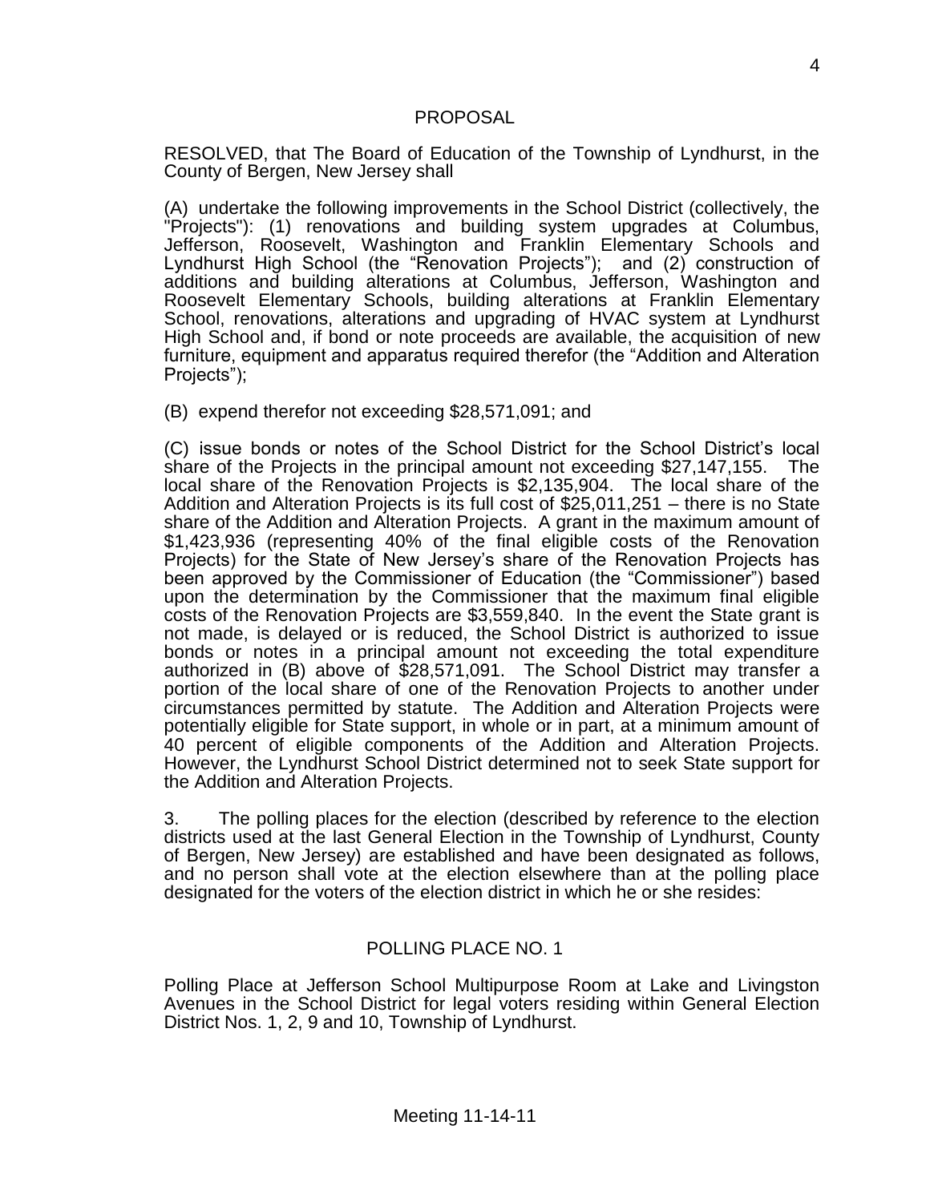## PROPOSAL

RESOLVED, that The Board of Education of the Township of Lyndhurst, in the County of Bergen, New Jersey shall

(A) undertake the following improvements in the School District (collectively, the "Projects"): (1) renovations and building system upgrades at Columbus, Jefferson, Roosevelt, Washington and Franklin Elementary Schools and Lyndhurst High School (the "Renovation Projects"); and (2) construction of additions and building alterations at Columbus, Jefferson, Washington and Roosevelt Elementary Schools, building alterations at Franklin Elementary School, renovations, alterations and upgrading of HVAC system at Lyndhurst High School and, if bond or note proceeds are available, the acquisition of new furniture, equipment and apparatus required therefor (the "Addition and Alteration Projects");

(B) expend therefor not exceeding $28,571,091; and

(C) issue bonds or notes of the School District for the School District's local share of the Projects in the principal amount not exceeding $27,147,155. The local share of the Renovation Projects is $2,135,904. The local share of the Addition and Alteration Projects is its full cost of $25,011,251 – there is no State share of the Addition and Alteration Projects. A grant in the maximum amount of $1,423,936 (representing 40% of the final eligible costs of the Renovation Projects) for the State of New Jersey's share of the Renovation Projects has been approved by the Commissioner of Education (the "Commissioner") based upon the determination by the Commissioner that the maximum final eligible costs of the Renovation Projects are $3,559,840. In the event the State grant is not made, is delayed or is reduced, the School District is authorized to issue bonds or notes in a principal amount not exceeding the total expenditure authorized in (B) above of $28,571,091. The School District may transfer a portion of the local share of one of the Renovation Projects to another under circumstances permitted by statute. The Addition and Alteration Projects were potentially eligible for State support, in whole or in part, at a minimum amount of 40 percent of eligible components of the Addition and Alteration Projects. However, the Lyndhurst School District determined not to seek State support for the Addition and Alteration Projects.

3. The polling places for the election (described by reference to the election districts used at the last General Election in the Township of Lyndhurst, County of Bergen, New Jersey) are established and have been designated as follows, and no person shall vote at the election elsewhere than at the polling place designated for the voters of the election district in which he or she resides:

### POLLING PLACE NO. 1

Polling Place at Jefferson School Multipurpose Room at Lake and Livingston Avenues in the School District for legal voters residing within General Election District Nos. 1, 2, 9 and 10, Township of Lyndhurst.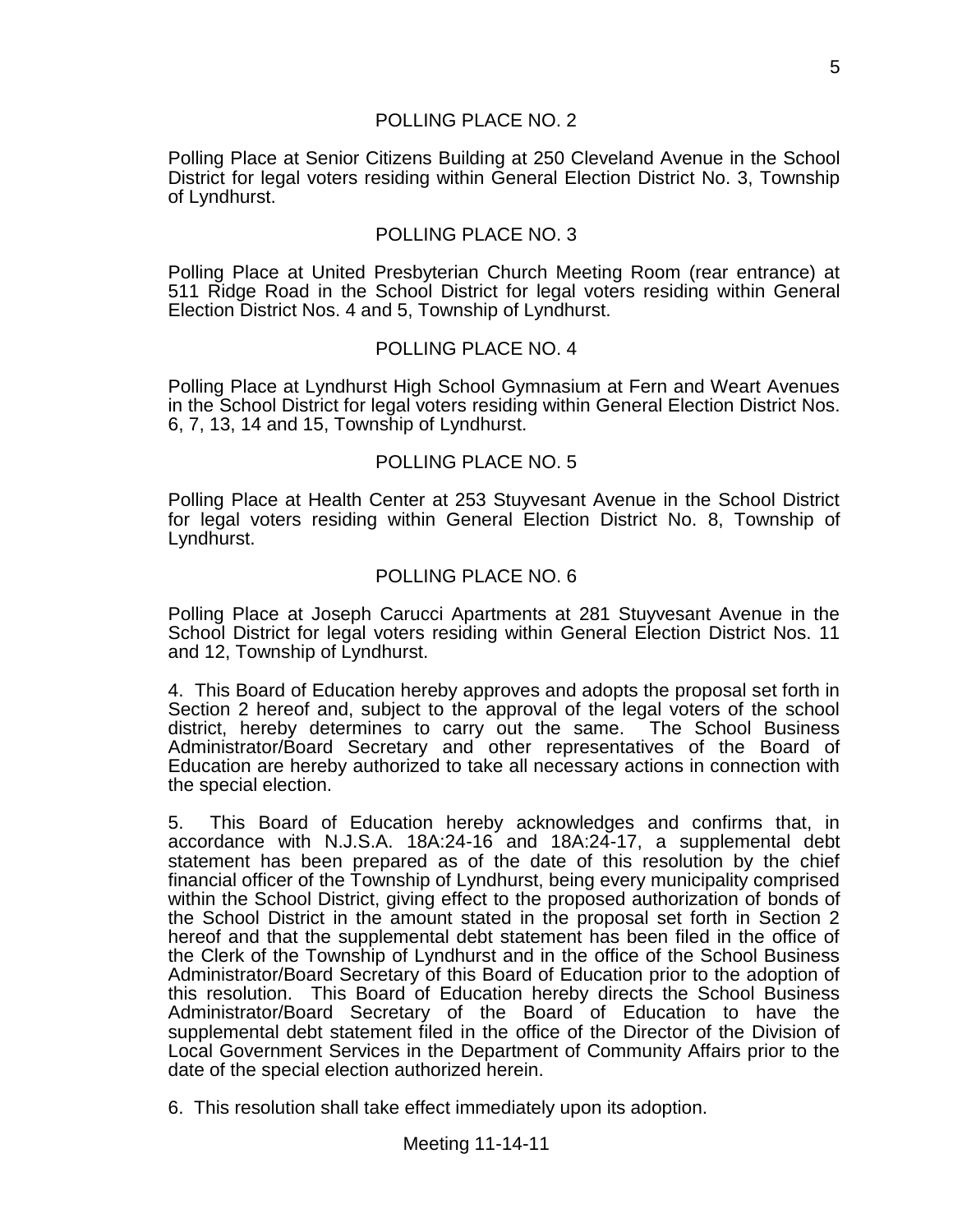POLLING PLACE NO. 2

Polling Place at Senior Citizens Building at 250 Cleveland Avenue in the School District for legal voters residing within General Election District No. 3, Township of Lyndhurst.

POLLING PLACE NO. 3

Polling Place at United Presbyterian Church Meeting Room (rear entrance) at 511 Ridge Road in the School District for legal voters residing within General Election District Nos. 4 and 5, Township of Lyndhurst.

POLLING PLACE NO. 4

Polling Place at Lyndhurst High School Gymnasium at Fern and Weart Avenues in the School District for legal voters residing within General Election District Nos. 6, 7, 13, 14 and 15, Township of Lyndhurst.

POLLING PLACE NO. 5

Polling Place at Health Center at 253 Stuyvesant Avenue in the School District for legal voters residing within General Election District No. 8, Township of Lyndhurst.

POLLING PLACE NO. 6

Polling Place at Joseph Carucci Apartments at 281 Stuyvesant Avenue in the School District for legal voters residing within General Election District Nos. 11 and 12, Township of Lyndhurst.

4. This Board of Education hereby approves and adopts the proposal set forth in Section 2 hereof and, subject to the approval of the legal voters of the school district, hereby determines to carry out the same. The School Business Administrator/Board Secretary and other representatives of the Board of Education are hereby authorized to take all necessary actions in connection with the special election.

5. This Board of Education hereby acknowledges and confirms that, in accordance with N.J.S.A. 18A:24-16 and 18A:24-17, a supplemental debt statement has been prepared as of the date of this resolution by the chief financial officer of the Township of Lyndhurst, being every municipality comprised within the School District, giving effect to the proposed authorization of bonds of the School District in the amount stated in the proposal set forth in Section 2 hereof and that the supplemental debt statement has been filed in the office of the Clerk of the Township of Lyndhurst and in the office of the School Business Administrator/Board Secretary of this Board of Education prior to the adoption of this resolution. This Board of Education hereby directs the School Business Administrator/Board Secretary of the Board of Education to have the supplemental debt statement filed in the office of the Director of the Division of Local Government Services in the Department of Community Affairs prior to the date of the special election authorized herein.

6. This resolution shall take effect immediately upon its adoption.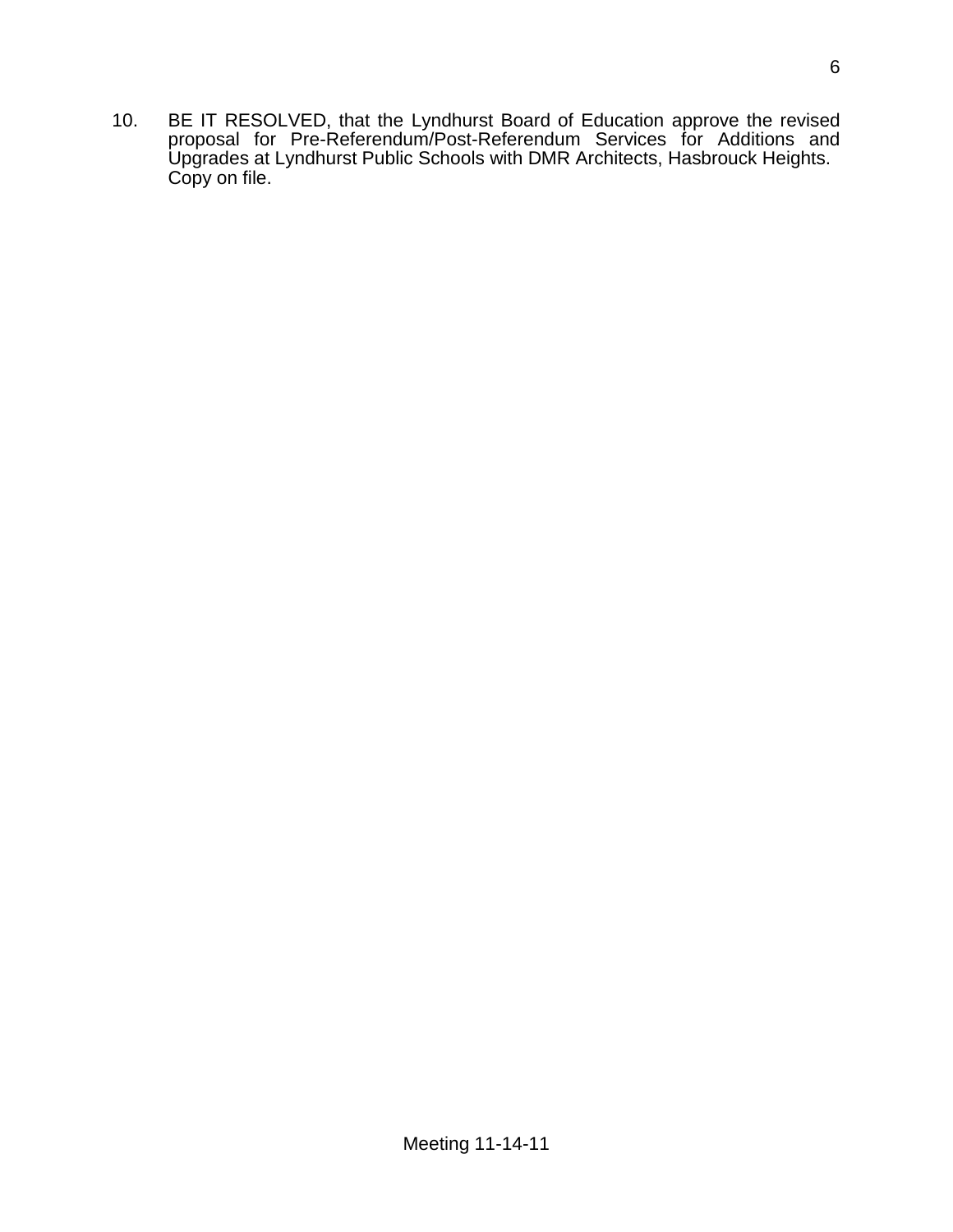10. BE IT RESOLVED, that the Lyndhurst Board of Education approve the revised proposal for Pre-Referendum/Post-Referendum Services for Additions and Upgrades at Lyndhurst Public Schools with DMR Architects, Hasbrouck Heights. Copy on file.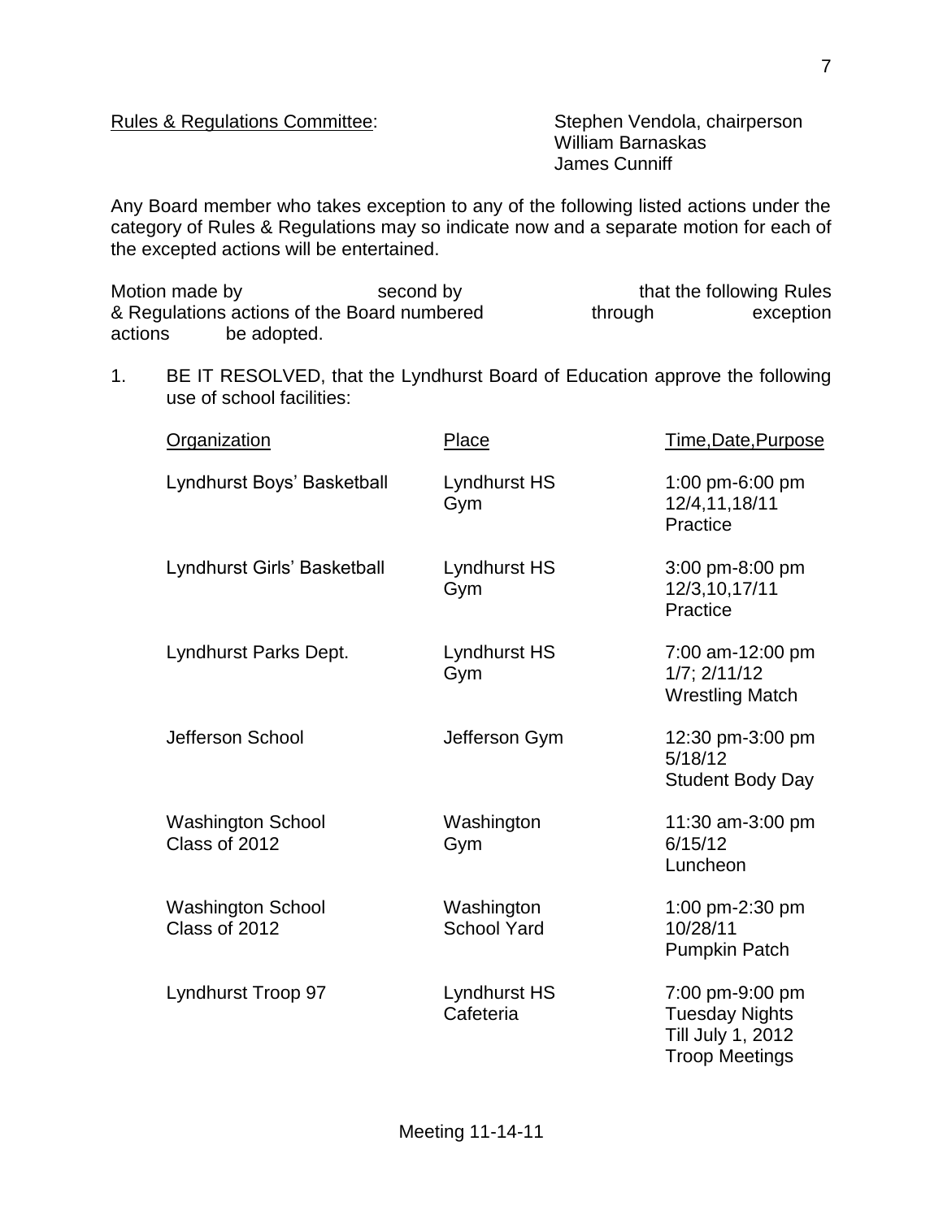Rules & Regulations Committee: Stephen Vendola, chairperson
William Barnaskas
James Cunniff

Any Board member who takes exception to any of the following listed actions under the category of Rules & Regulations may so indicate now and a separate motion for each of the excepted actions will be entertained.

Motion made by second by that the following Rules & Regulations actions of the Board numbered through exception actions be adopted.

1. BE IT RESOLVED, that the Lyndhurst Board of Education approve the following use of school facilities:

| Organization | Place | Time,Date,Purpose |
|---|---|---|
| Lyndhurst Boys' Basketball | Lyndhurst HS Gym | 1:00 pm-6:00 pm 12/4,11,18/11 Practice |
| Lyndhurst Girls' Basketball | Lyndhurst HS Gym | 3:00 pm-8:00 pm 12/3,10,17/11 Practice |
| Lyndhurst Parks Dept. | Lyndhurst HS Gym | 7:00 am-12:00 pm 1/7; 2/11/12 Wrestling Match |
| Jefferson School | Jefferson Gym | 12:30 pm-3:00 pm 5/18/12 Student Body Day |
| Washington School Class of 2012 | Washington Gym | 11:30 am-3:00 pm 6/15/12 Luncheon |
| Washington School Class of 2012 | Washington School Yard | 1:00 pm-2:30 pm 10/28/11 Pumpkin Patch |
| Lyndhurst Troop 97 | Lyndhurst HS Cafeteria | 7:00 pm-9:00 pm Tuesday Nights Till July 1, 2012 Troop Meetings |

Meeting 11-14-11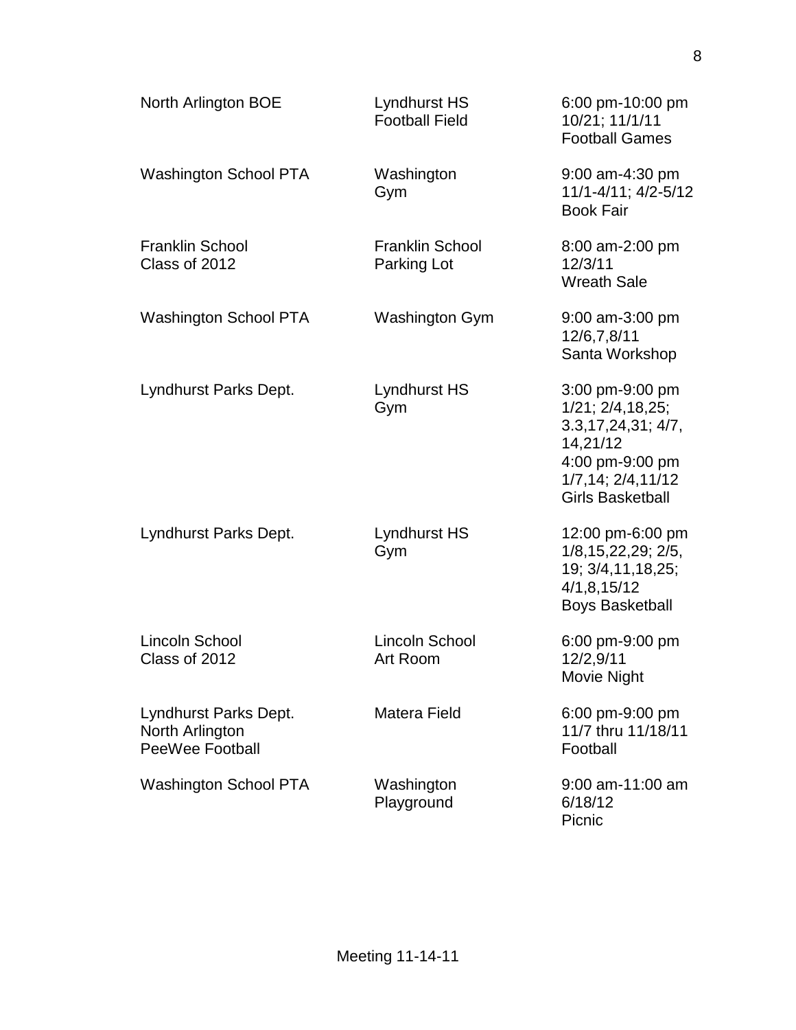| | | |
|---|---|---|
| North Arlington BOE | Lyndhurst HS Football Field | 6:00 pm-10:00 pm 10/21; 11/1/11 Football Games |
| Washington School PTA | Washington Gym | 9:00 am-4:30 pm 11/1-4/11; 4/2-5/12 Book Fair |
| Franklin School Class of 2012 | Franklin School Parking Lot | 8:00 am-2:00 pm 12/3/11 Wreath Sale |
| Washington School PTA | Washington Gym | 9:00 am-3:00 pm 12/6,7,8/11 Santa Workshop |
| Lyndhurst Parks Dept. | Lyndhurst HS Gym | 3:00 pm-9:00 pm 1/21; 2/4,18,25; 3.3,17,24,31; 4/7, 14,21/12 4:00 pm-9:00 pm 1/7,14; 2/4,11/12 Girls Basketball |
| Lyndhurst Parks Dept. | Lyndhurst HS Gym | 12:00 pm-6:00 pm 1/8,15,22,29; 2/5, 19; 3/4,11,18,25; 4/1,8,15/12 Boys Basketball |
| Lincoln School Class of 2012 | Lincoln School Art Room | 6:00 pm-9:00 pm 12/2,9/11 Movie Night |
| Lyndhurst Parks Dept. North Arlington PeeWee Football | Matera Field | 6:00 pm-9:00 pm 11/7 thru 11/18/11 Football |
| Washington School PTA | Washington Playground | 9:00 am-11:00 am 6/18/12 Picnic |

Meeting 11-14-11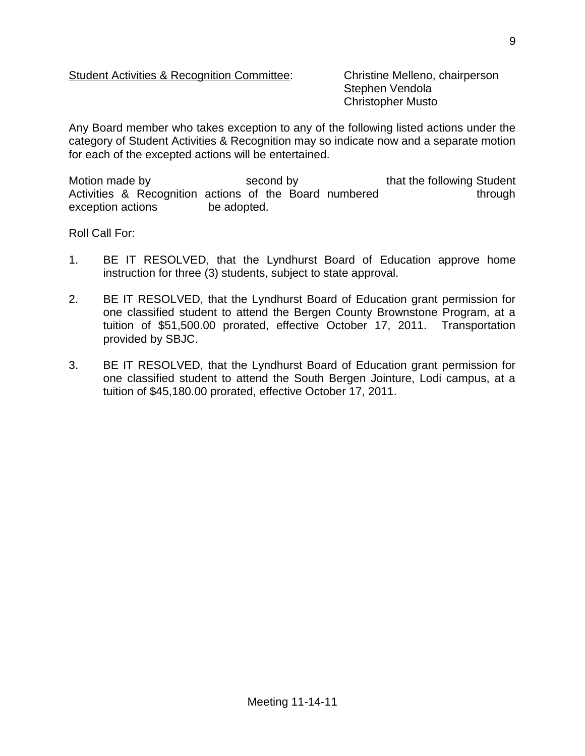Student Activities & Recognition Committee: Christine Melleno, chairperson
Stephen Vendola
Christopher Musto

Any Board member who takes exception to any of the following listed actions under the category of Student Activities & Recognition may so indicate now and a separate motion for each of the excepted actions will be entertained.

Motion made by second by that the following Student Activities & Recognition actions of the Board numbered through exception actions be adopted.

Roll Call For:

1. BE IT RESOLVED, that the Lyndhurst Board of Education approve home instruction for three (3) students, subject to state approval.

2. BE IT RESOLVED, that the Lyndhurst Board of Education grant permission for one classified student to attend the Bergen County Brownstone Program, at a tuition of $51,500.00 prorated, effective October 17, 2011. Transportation provided by SBJC.

3. BE IT RESOLVED, that the Lyndhurst Board of Education grant permission for one classified student to attend the South Bergen Jointure, Lodi campus, at a tuition of $45,180.00 prorated, effective October 17, 2011.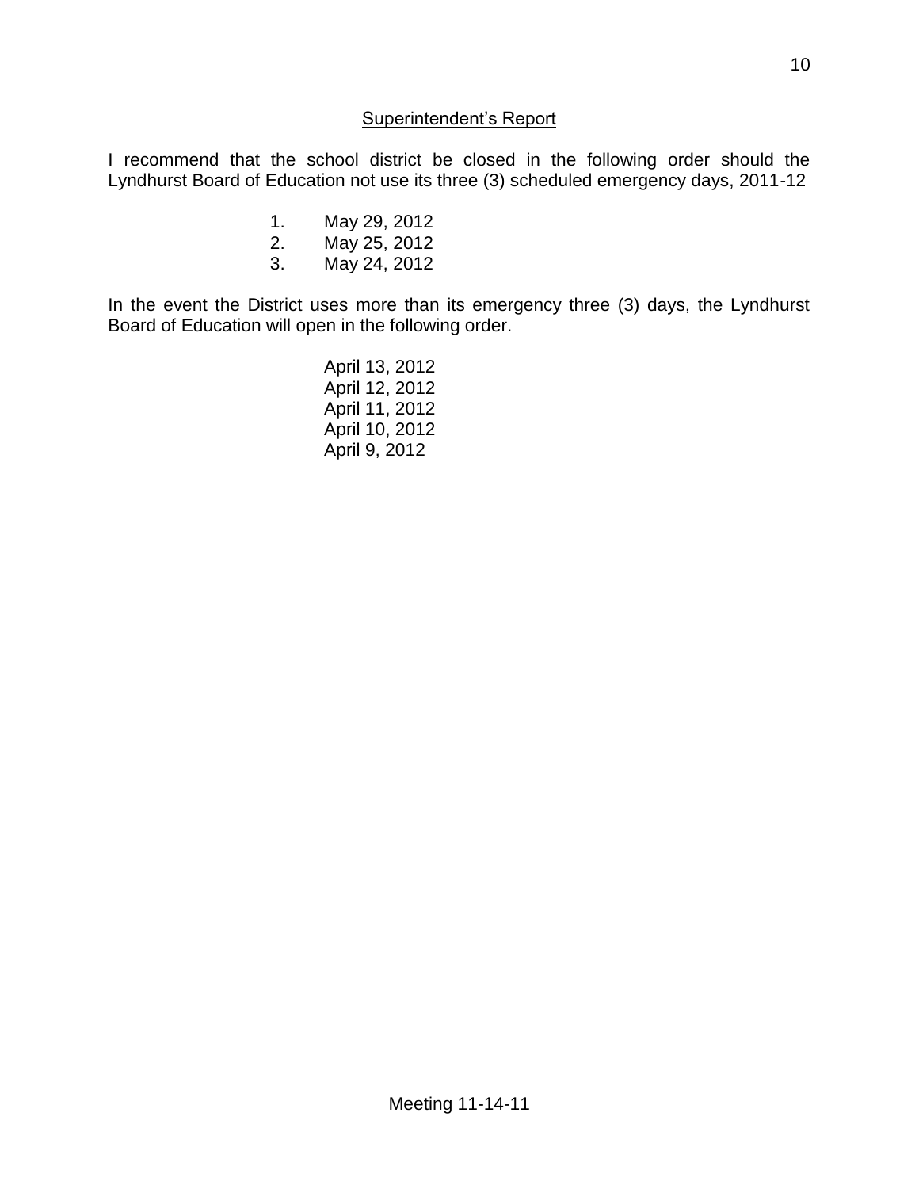## Superintendent's Report

I recommend that the school district be closed in the following order should the Lyndhurst Board of Education not use its three (3) scheduled emergency days, 2011-12

1. May 29, 2012
2. May 25, 2012
3. May 24, 2012

In the event the District uses more than its emergency three (3) days, the Lyndhurst Board of Education will open in the following order.

April 13, 2012
April 12, 2012
April 11, 2012
April 10, 2012
April 9, 2012

Meeting 11-14-11